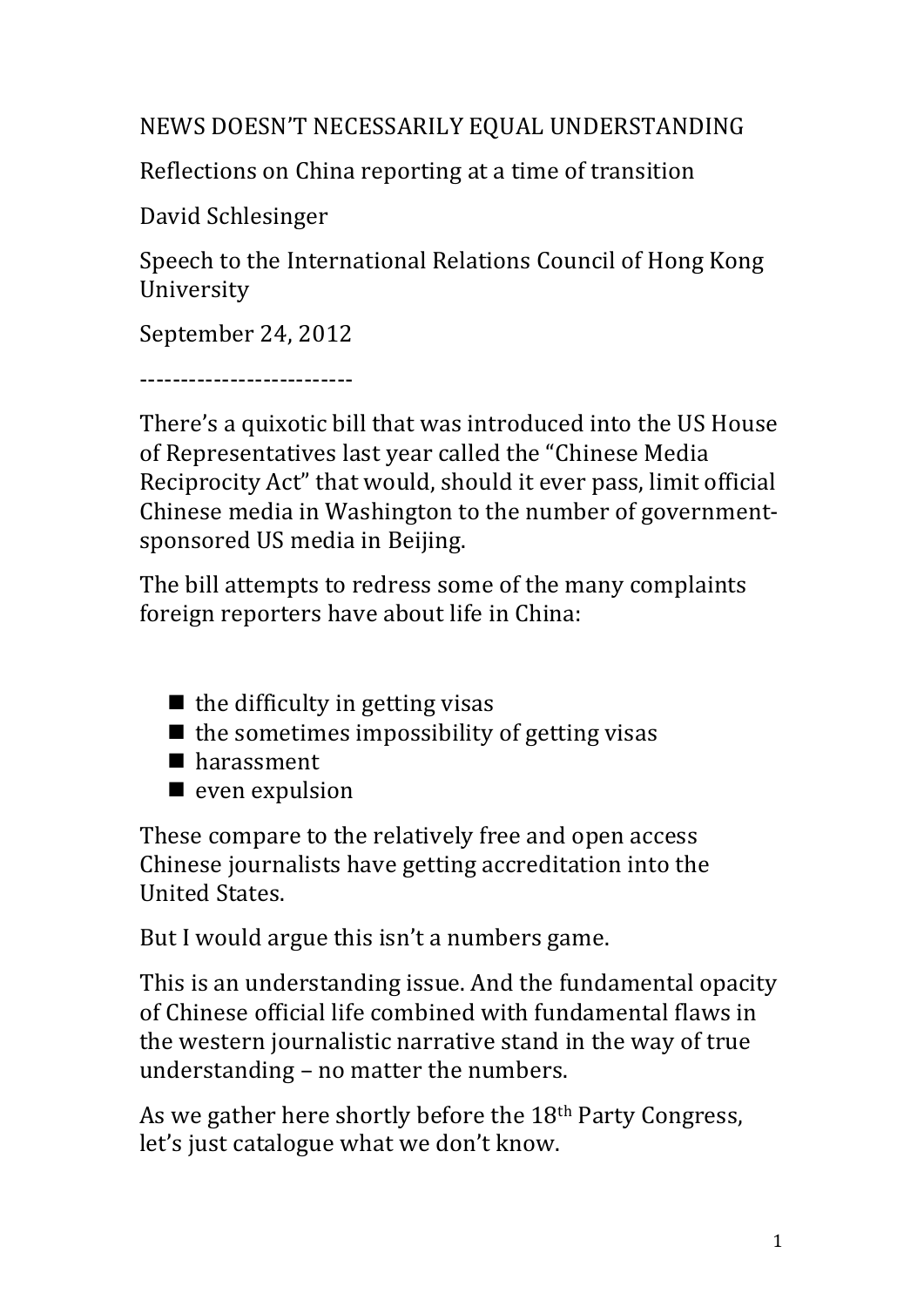# NEWS DOESN'T NECESSARILY EQUAL UNDERSTANDING

Reflections on China reporting at a time of transition

David Schlesinger

Speech to the International Relations Council of Hong Kong University

September 24, 2012

-------------------------

There's a quixotic bill that was introduced into the US House of Representatives last year called the "Chinese Media Reciprocity Act" that would, should it ever pass, limit official Chinese media in Washington to the number of government-sponsored US media in Beijing.

The bill attempts to redress some of the many complaints foreign reporters have about life in China:

- the difficulty in getting visas
- the sometimes impossibility of getting visas
- harassment
- even expulsion

These compare to the relatively free and open access Chinese journalists have getting accreditation into the United States.

But I would argue this isn't a numbers game.

This is an understanding issue. And the fundamental opacity of Chinese official life combined with fundamental flaws in the western journalistic narrative stand in the way of true understanding – no matter the numbers.

As we gather here shortly before the 18th Party Congress, let's just catalogue what we don't know.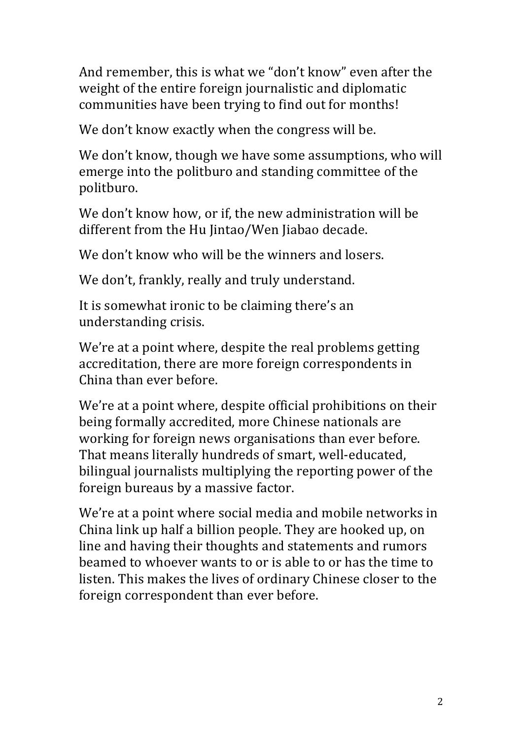And remember, this is what we "don't know" even after the weight of the entire foreign journalistic and diplomatic communities have been trying to find out for months!

We don't know exactly when the congress will be.

We don't know, though we have some assumptions, who will emerge into the politburo and standing committee of the politburo.

We don't know how, or if, the new administration will be different from the Hu Jintao/Wen Jiabao decade.

We don't know who will be the winners and losers.

We don't, frankly, really and truly understand.

It is somewhat ironic to be claiming there's an understanding crisis.

We're at a point where, despite the real problems getting accreditation, there are more foreign correspondents in China than ever before.

We're at a point where, despite official prohibitions on their being formally accredited, more Chinese nationals are working for foreign news organisations than ever before. That means literally hundreds of smart, well-educated, bilingual journalists multiplying the reporting power of the foreign bureaus by a massive factor.

We're at a point where social media and mobile networks in China link up half a billion people. They are hooked up, on line and having their thoughts and statements and rumors beamed to whoever wants to or is able to or has the time to listen. This makes the lives of ordinary Chinese closer to the foreign correspondent than ever before.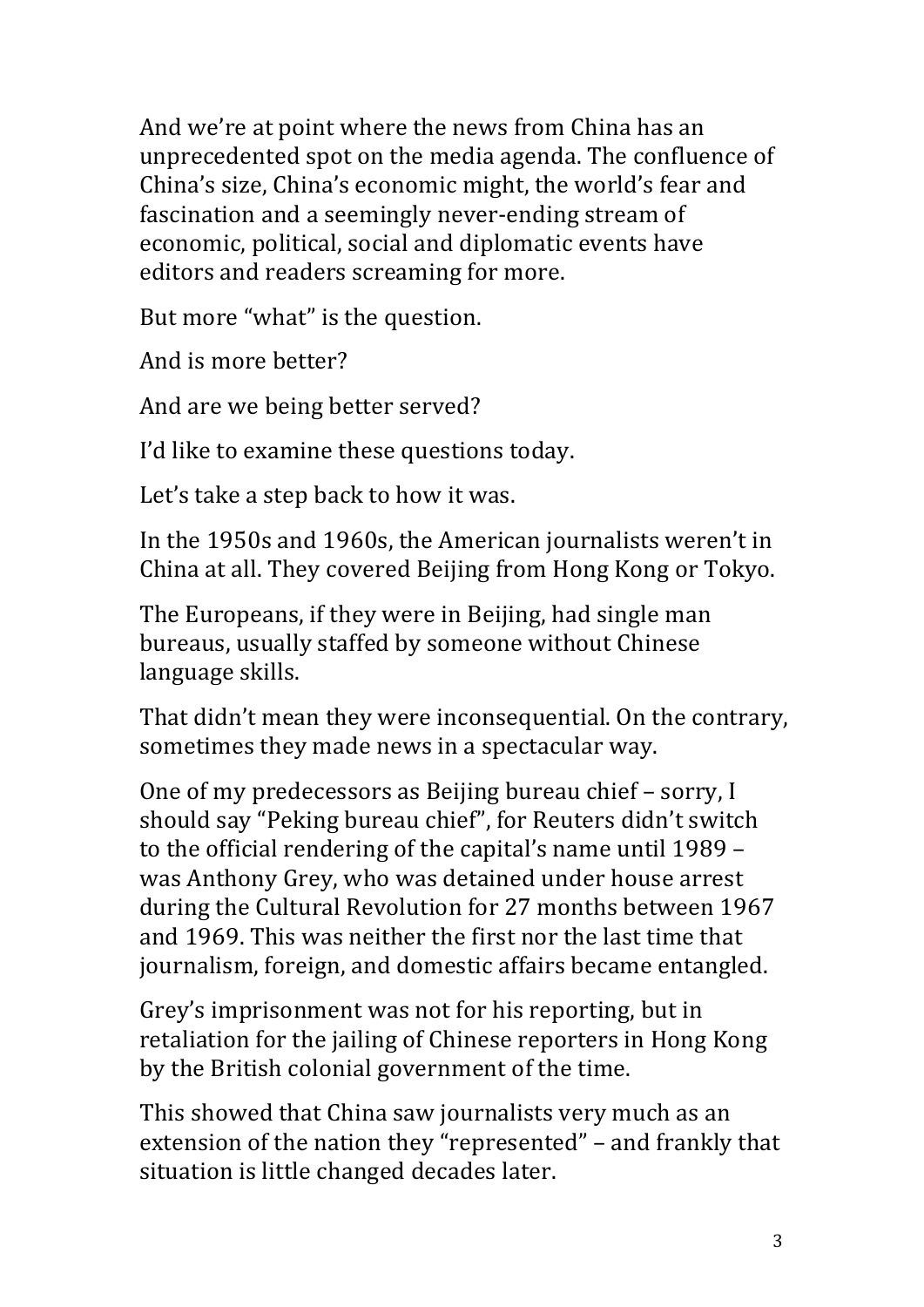And we're at point where the news from China has an unprecedented spot on the media agenda. The confluence of China's size, China's economic might, the world's fear and fascination and a seemingly never-ending stream of economic, political, social and diplomatic events have editors and readers screaming for more.

But more "what" is the question.

And is more better?

And are we being better served?

I'd like to examine these questions today.

Let's take a step back to how it was.

In the 1950s and 1960s, the American journalists weren't in China at all. They covered Beijing from Hong Kong or Tokyo.

The Europeans, if they were in Beijing, had single man bureaus, usually staffed by someone without Chinese language skills.

That didn't mean they were inconsequential. On the contrary, sometimes they made news in a spectacular way.

One of my predecessors as Beijing bureau chief – sorry, I should say "Peking bureau chief", for Reuters didn't switch to the official rendering of the capital's name until 1989 – was Anthony Grey, who was detained under house arrest during the Cultural Revolution for 27 months between 1967 and 1969. This was neither the first nor the last time that journalism, foreign, and domestic affairs became entangled.

Grey's imprisonment was not for his reporting, but in retaliation for the jailing of Chinese reporters in Hong Kong by the British colonial government of the time.

This showed that China saw journalists very much as an extension of the nation they "represented" – and frankly that situation is little changed decades later.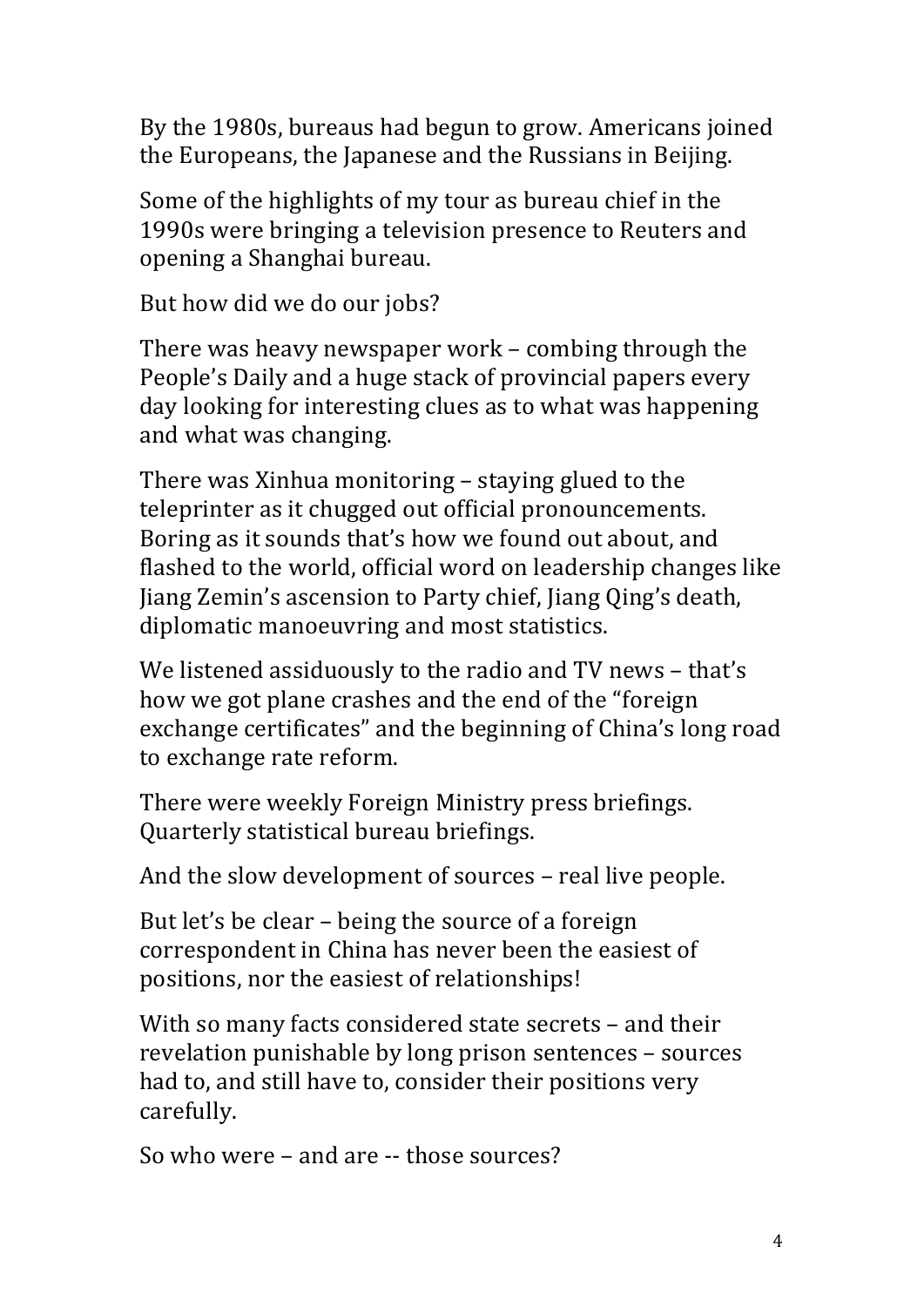By the 1980s, bureaus had begun to grow. Americans joined the Europeans, the Japanese and the Russians in Beijing.

Some of the highlights of my tour as bureau chief in the 1990s were bringing a television presence to Reuters and opening a Shanghai bureau.

But how did we do our jobs?

There was heavy newspaper work – combing through the People's Daily and a huge stack of provincial papers every day looking for interesting clues as to what was happening and what was changing.

There was Xinhua monitoring – staying glued to the teleprinter as it chugged out official pronouncements. Boring as it sounds that's how we found out about, and flashed to the world, official word on leadership changes like Jiang Zemin's ascension to Party chief, Jiang Qing's death, diplomatic manoeuvring and most statistics.

We listened assiduously to the radio and TV news – that's how we got plane crashes and the end of the "foreign exchange certificates" and the beginning of China's long road to exchange rate reform.

There were weekly Foreign Ministry press briefings. Quarterly statistical bureau briefings.

And the slow development of sources – real live people.

But let's be clear – being the source of a foreign correspondent in China has never been the easiest of positions, nor the easiest of relationships!

With so many facts considered state secrets – and their revelation punishable by long prison sentences – sources had to, and still have to, consider their positions very carefully.

So who were – and are -- those sources?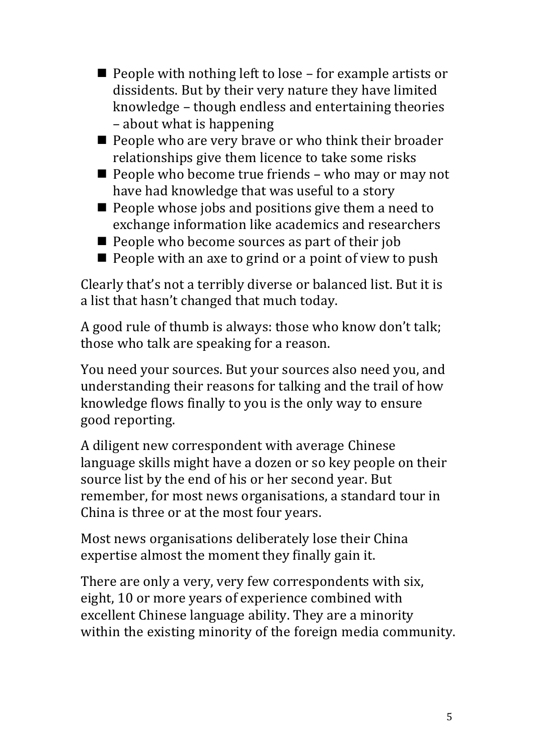- People with nothing left to lose – for example artists or dissidents. But by their very nature they have limited knowledge – though endless and entertaining theories – about what is happening
- People who are very brave or who think their broader relationships give them licence to take some risks
- People who become true friends – who may or may not have had knowledge that was useful to a story
- People whose jobs and positions give them a need to exchange information like academics and researchers
- People who become sources as part of their job
- People with an axe to grind or a point of view to push

Clearly that's not a terribly diverse or balanced list. But it is a list that hasn't changed that much today.

A good rule of thumb is always: those who know don't talk; those who talk are speaking for a reason.

You need your sources. But your sources also need you, and understanding their reasons for talking and the trail of how knowledge flows finally to you is the only way to ensure good reporting.

A diligent new correspondent with average Chinese language skills might have a dozen or so key people on their source list by the end of his or her second year. But remember, for most news organisations, a standard tour in China is three or at the most four years.

Most news organisations deliberately lose their China expertise almost the moment they finally gain it.

There are only a very, very few correspondents with six, eight, 10 or more years of experience combined with excellent Chinese language ability. They are a minority within the existing minority of the foreign media community.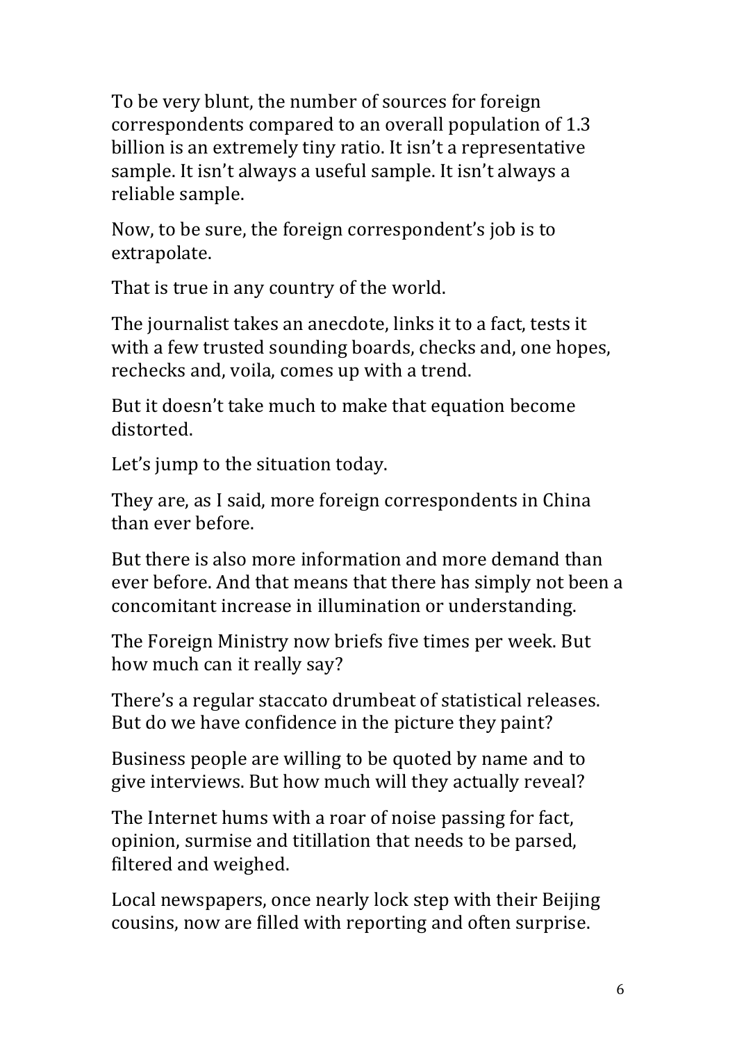To be very blunt, the number of sources for foreign correspondents compared to an overall population of 1.3 billion is an extremely tiny ratio. It isn't a representative sample. It isn't always a useful sample. It isn't always a reliable sample.

Now, to be sure, the foreign correspondent's job is to extrapolate.

That is true in any country of the world.

The journalist takes an anecdote, links it to a fact, tests it with a few trusted sounding boards, checks and, one hopes, rechecks and, voila, comes up with a trend.

But it doesn't take much to make that equation become distorted.

Let's jump to the situation today.

They are, as I said, more foreign correspondents in China than ever before.

But there is also more information and more demand than ever before. And that means that there has simply not been a concomitant increase in illumination or understanding.

The Foreign Ministry now briefs five times per week. But how much can it really say?

There's a regular staccato drumbeat of statistical releases. But do we have confidence in the picture they paint?

Business people are willing to be quoted by name and to give interviews. But how much will they actually reveal?

The Internet hums with a roar of noise passing for fact, opinion, surmise and titillation that needs to be parsed, filtered and weighed.

Local newspapers, once nearly lock step with their Beijing cousins, now are filled with reporting and often surprise.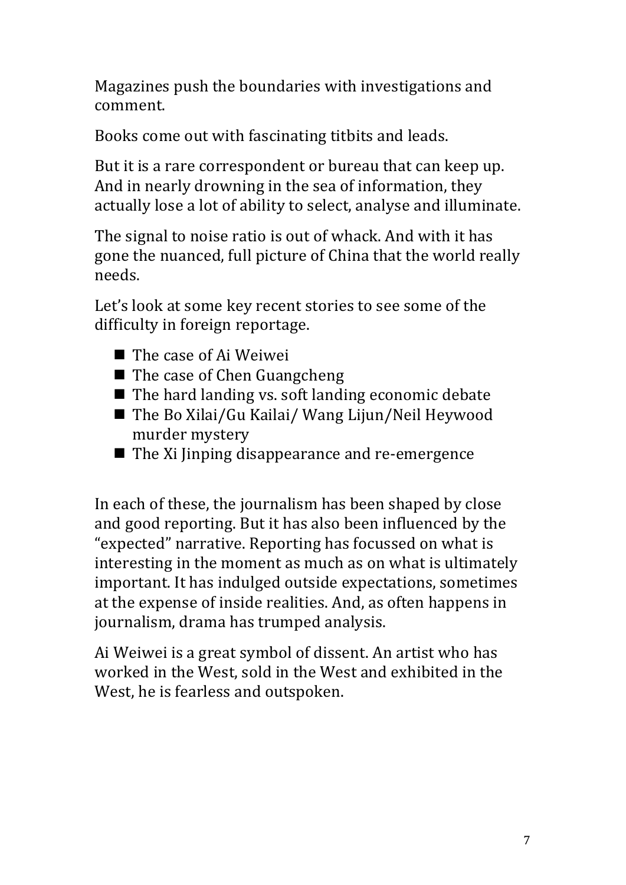Magazines push the boundaries with investigations and comment.

Books come out with fascinating titbits and leads.

But it is a rare correspondent or bureau that can keep up. And in nearly drowning in the sea of information, they actually lose a lot of ability to select, analyse and illuminate.

The signal to noise ratio is out of whack. And with it has gone the nuanced, full picture of China that the world really needs.

Let's look at some key recent stories to see some of the difficulty in foreign reportage.

- The case of Ai Weiwei
- The case of Chen Guangcheng
- The hard landing vs. soft landing economic debate
- The Bo Xilai/Gu Kailai/ Wang Lijun/Neil Heywood murder mystery
- The Xi Jinping disappearance and re-emergence

In each of these, the journalism has been shaped by close and good reporting. But it has also been influenced by the "expected" narrative. Reporting has focussed on what is interesting in the moment as much as on what is ultimately important. It has indulged outside expectations, sometimes at the expense of inside realities. And, as often happens in journalism, drama has trumped analysis.

Ai Weiwei is a great symbol of dissent. An artist who has worked in the West, sold in the West and exhibited in the West, he is fearless and outspoken.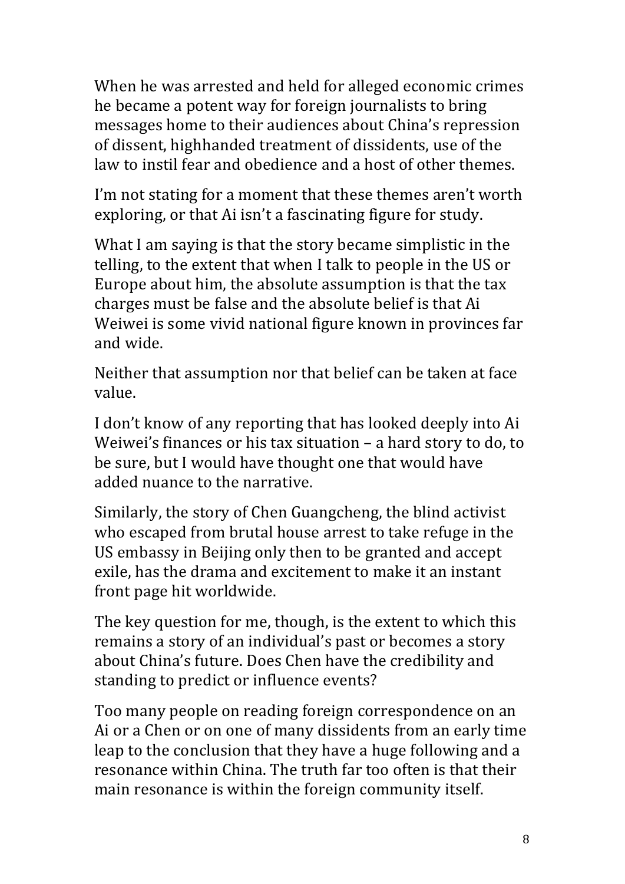When he was arrested and held for alleged economic crimes he became a potent way for foreign journalists to bring messages home to their audiences about China's repression of dissent, highhanded treatment of dissidents, use of the law to instil fear and obedience and a host of other themes.

I'm not stating for a moment that these themes aren't worth exploring, or that Ai isn't a fascinating figure for study.

What I am saying is that the story became simplistic in the telling, to the extent that when I talk to people in the US or Europe about him, the absolute assumption is that the tax charges must be false and the absolute belief is that Ai Weiwei is some vivid national figure known in provinces far and wide.

Neither that assumption nor that belief can be taken at face value.

I don't know of any reporting that has looked deeply into Ai Weiwei's finances or his tax situation – a hard story to do, to be sure, but I would have thought one that would have added nuance to the narrative.

Similarly, the story of Chen Guangcheng, the blind activist who escaped from brutal house arrest to take refuge in the US embassy in Beijing only then to be granted and accept exile, has the drama and excitement to make it an instant front page hit worldwide.

The key question for me, though, is the extent to which this remains a story of an individual's past or becomes a story about China's future. Does Chen have the credibility and standing to predict or influence events?

Too many people on reading foreign correspondence on an Ai or a Chen or on one of many dissidents from an early time leap to the conclusion that they have a huge following and a resonance within China. The truth far too often is that their main resonance is within the foreign community itself.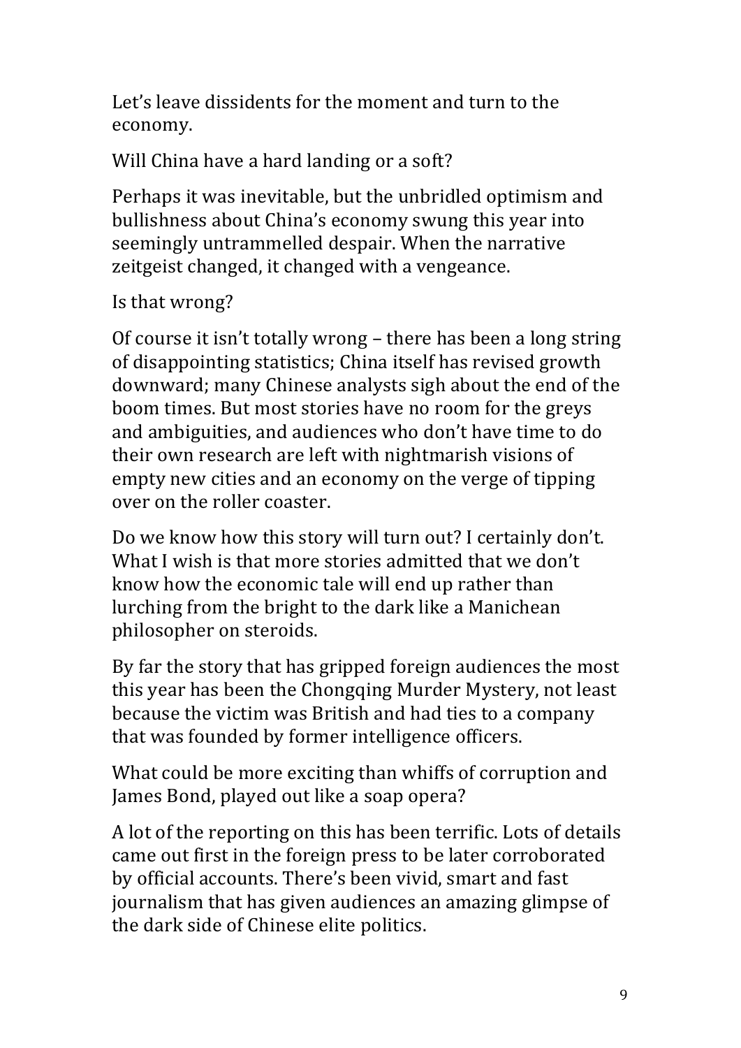Let's leave dissidents for the moment and turn to the economy.

Will China have a hard landing or a soft?

Perhaps it was inevitable, but the unbridled optimism and bullishness about China's economy swung this year into seemingly untrammelled despair. When the narrative zeitgeist changed, it changed with a vengeance.

Is that wrong?

Of course it isn't totally wrong – there has been a long string of disappointing statistics; China itself has revised growth downward; many Chinese analysts sigh about the end of the boom times. But most stories have no room for the greys and ambiguities, and audiences who don't have time to do their own research are left with nightmarish visions of empty new cities and an economy on the verge of tipping over on the roller coaster.

Do we know how this story will turn out? I certainly don't. What I wish is that more stories admitted that we don't know how the economic tale will end up rather than lurching from the bright to the dark like a Manichean philosopher on steroids.

By far the story that has gripped foreign audiences the most this year has been the Chongqing Murder Mystery, not least because the victim was British and had ties to a company that was founded by former intelligence officers.

What could be more exciting than whiffs of corruption and James Bond, played out like a soap opera?

A lot of the reporting on this has been terrific. Lots of details came out first in the foreign press to be later corroborated by official accounts. There's been vivid, smart and fast journalism that has given audiences an amazing glimpse of the dark side of Chinese elite politics.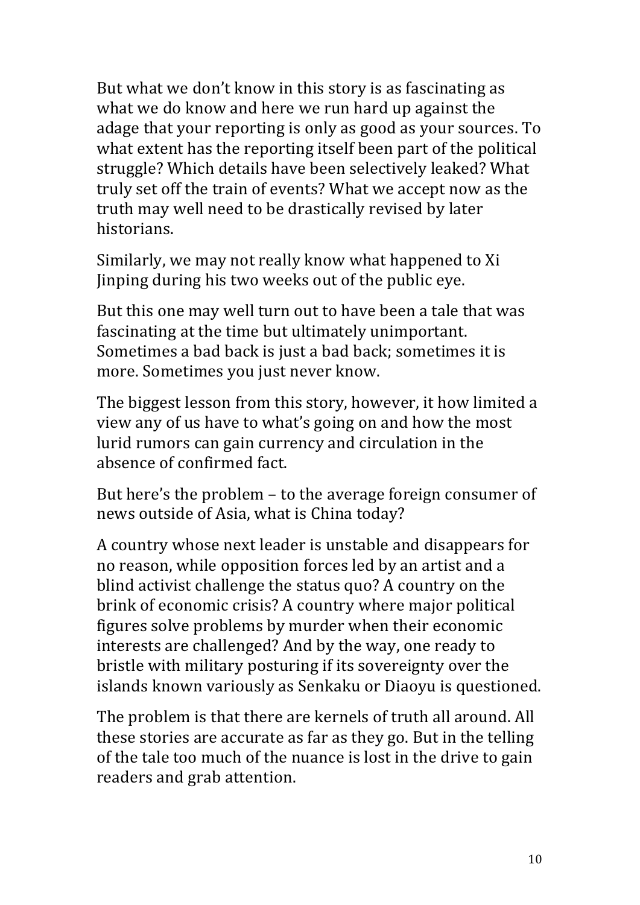But what we don't know in this story is as fascinating as what we do know and here we run hard up against the adage that your reporting is only as good as your sources. To what extent has the reporting itself been part of the political struggle? Which details have been selectively leaked? What truly set off the train of events? What we accept now as the truth may well need to be drastically revised by later historians.

Similarly, we may not really know what happened to Xi Jinping during his two weeks out of the public eye.

But this one may well turn out to have been a tale that was fascinating at the time but ultimately unimportant. Sometimes a bad back is just a bad back; sometimes it is more. Sometimes you just never know.

The biggest lesson from this story, however, it how limited a view any of us have to what's going on and how the most lurid rumors can gain currency and circulation in the absence of confirmed fact.

But here's the problem – to the average foreign consumer of news outside of Asia, what is China today?

A country whose next leader is unstable and disappears for no reason, while opposition forces led by an artist and a blind activist challenge the status quo? A country on the brink of economic crisis? A country where major political figures solve problems by murder when their economic interests are challenged? And by the way, one ready to bristle with military posturing if its sovereignty over the islands known variously as Senkaku or Diaoyu is questioned.

The problem is that there are kernels of truth all around. All these stories are accurate as far as they go. But in the telling of the tale too much of the nuance is lost in the drive to gain readers and grab attention.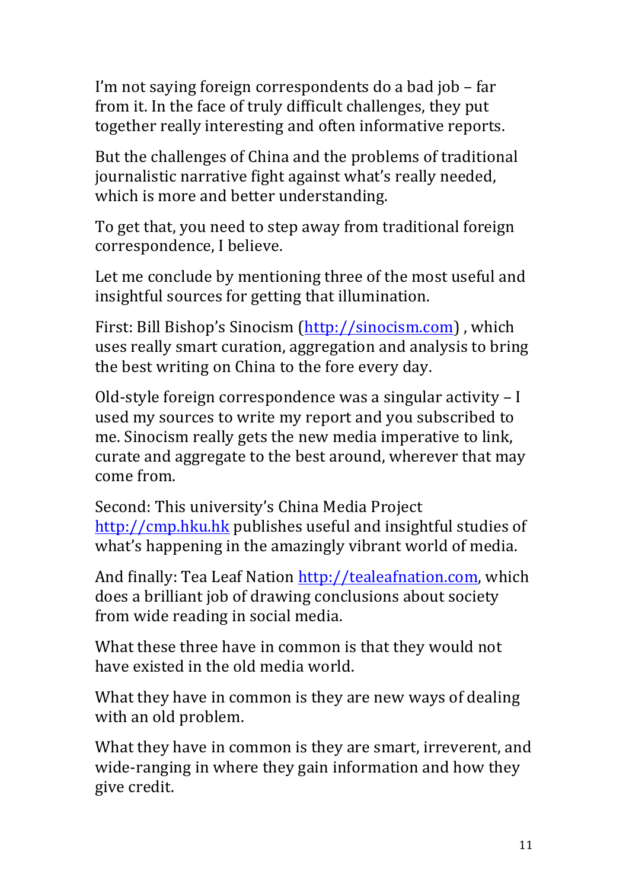I'm not saying foreign correspondents do a bad job – far from it. In the face of truly difficult challenges, they put together really interesting and often informative reports.

But the challenges of China and the problems of traditional journalistic narrative fight against what's really needed, which is more and better understanding.

To get that, you need to step away from traditional foreign correspondence, I believe.

Let me conclude by mentioning three of the most useful and insightful sources for getting that illumination.

First: Bill Bishop's Sinocism ([http://sinocism.com](http://sinocism.com)) , which uses really smart curation, aggregation and analysis to bring the best writing on China to the fore every day.

Old-style foreign correspondence was a singular activity – I used my sources to write my report and you subscribed to me. Sinocism really gets the new media imperative to link, curate and aggregate to the best around, wherever that may come from.

Second: This university's China Media Project [http://cmp.hku.hk](http://cmp.hku.hk) publishes useful and insightful studies of what's happening in the amazingly vibrant world of media.

And finally: Tea Leaf Nation [http://tealeafnation.com](http://tealeafnation.com), which does a brilliant job of drawing conclusions about society from wide reading in social media.

What these three have in common is that they would not have existed in the old media world.

What they have in common is they are new ways of dealing with an old problem.

What they have in common is they are smart, irreverent, and wide-ranging in where they gain information and how they give credit.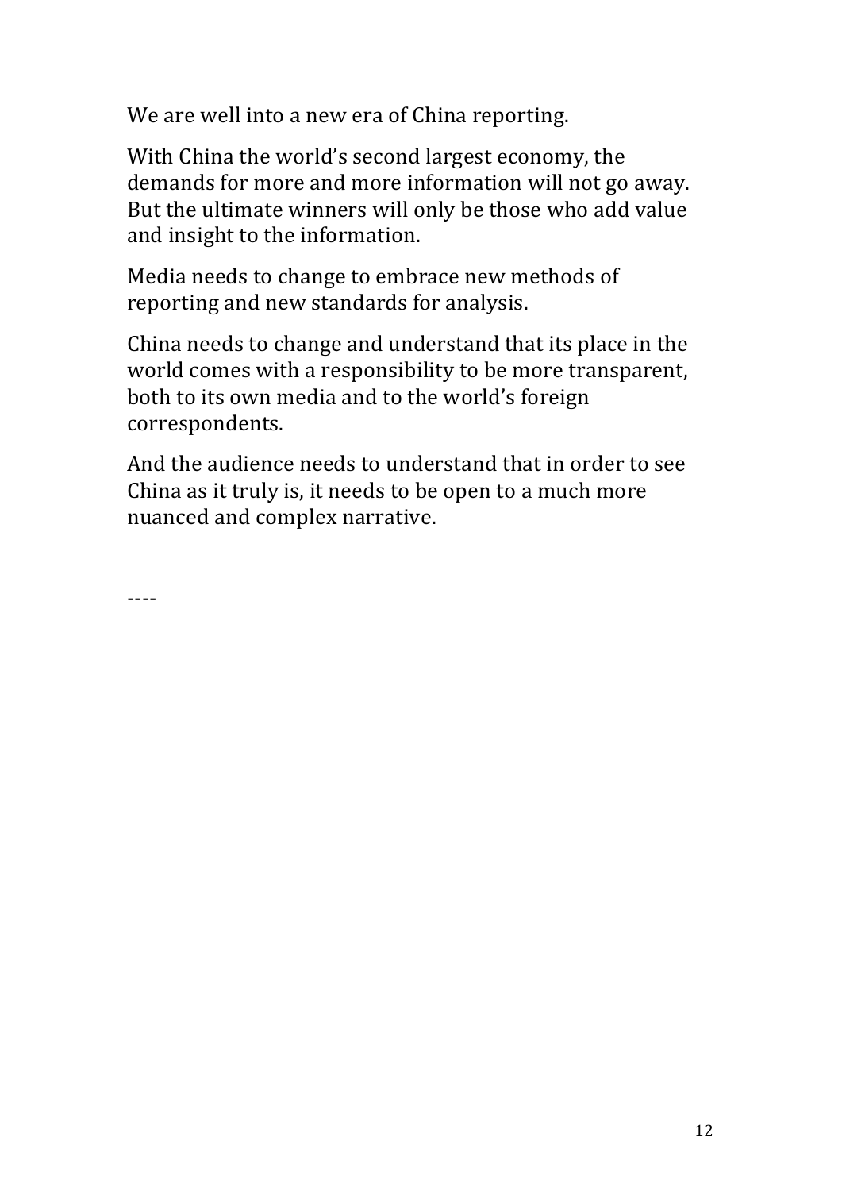We are well into a new era of China reporting.

With China the world's second largest economy, the demands for more and more information will not go away. But the ultimate winners will only be those who add value and insight to the information.

Media needs to change to embrace new methods of reporting and new standards for analysis.

China needs to change and understand that its place in the world comes with a responsibility to be more transparent, both to its own media and to the world's foreign correspondents.

And the audience needs to understand that in order to see China as it truly is, it needs to be open to a much more nuanced and complex narrative.

----